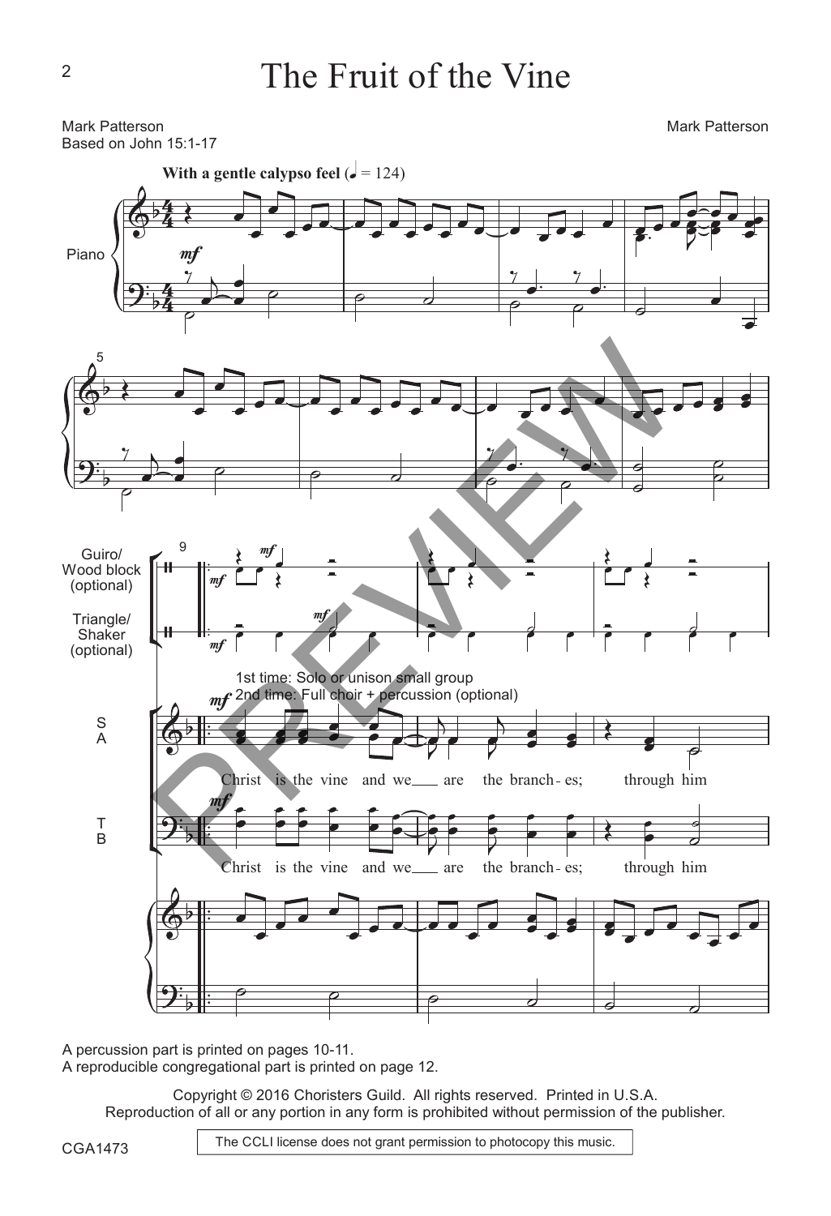# The Fruit of the Vine

Mark Patterson
Based on John 15:1-17

Mark Patterson

**With a gentle calypso feel** (♩ = 124)

Piano

Guiro/ Wood block (optional)

Triangle/ Shaker (optional)

1st time: Solo or unison small group
2nd time: Full choir + percussion (optional)

S A

Christ is the vine and we ___ are the branch - es; through him

T B

Christ is the vine and we ___ are the branch - es; through him

A percussion part is printed on pages 10-11.
A reproducible congregational part is printed on page 12.

Copyright © 2016 Choristers Guild. All rights reserved. Printed in U.S.A.
Reproduction of all or any portion in any form is prohibited without permission of the publisher.

CGA1473

The CCLI license does not grant permission to photocopy this music.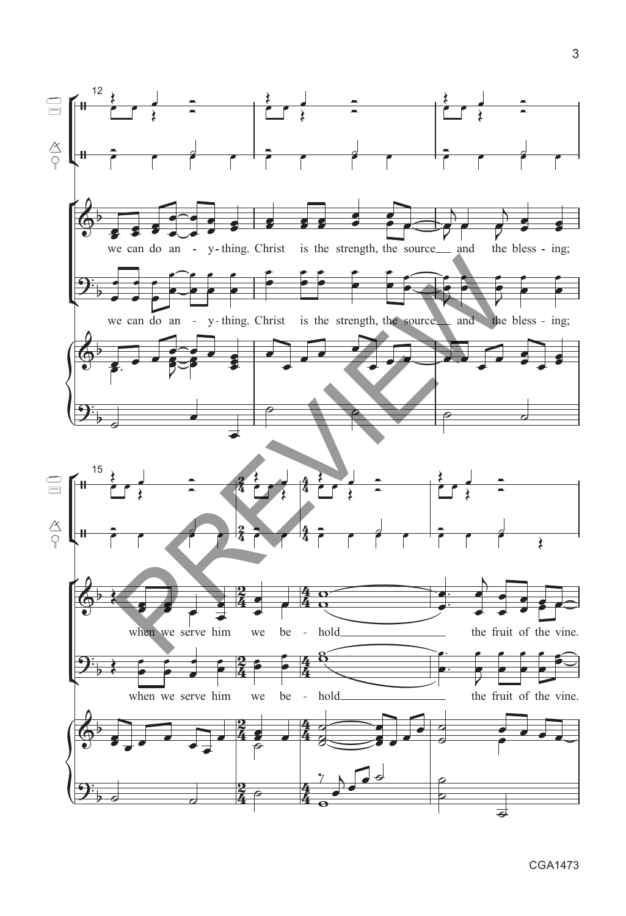we can do an - y- thing. Christ is the strength, the source and the bless - ing;

when we serve him we be - hold the fruit of the vine.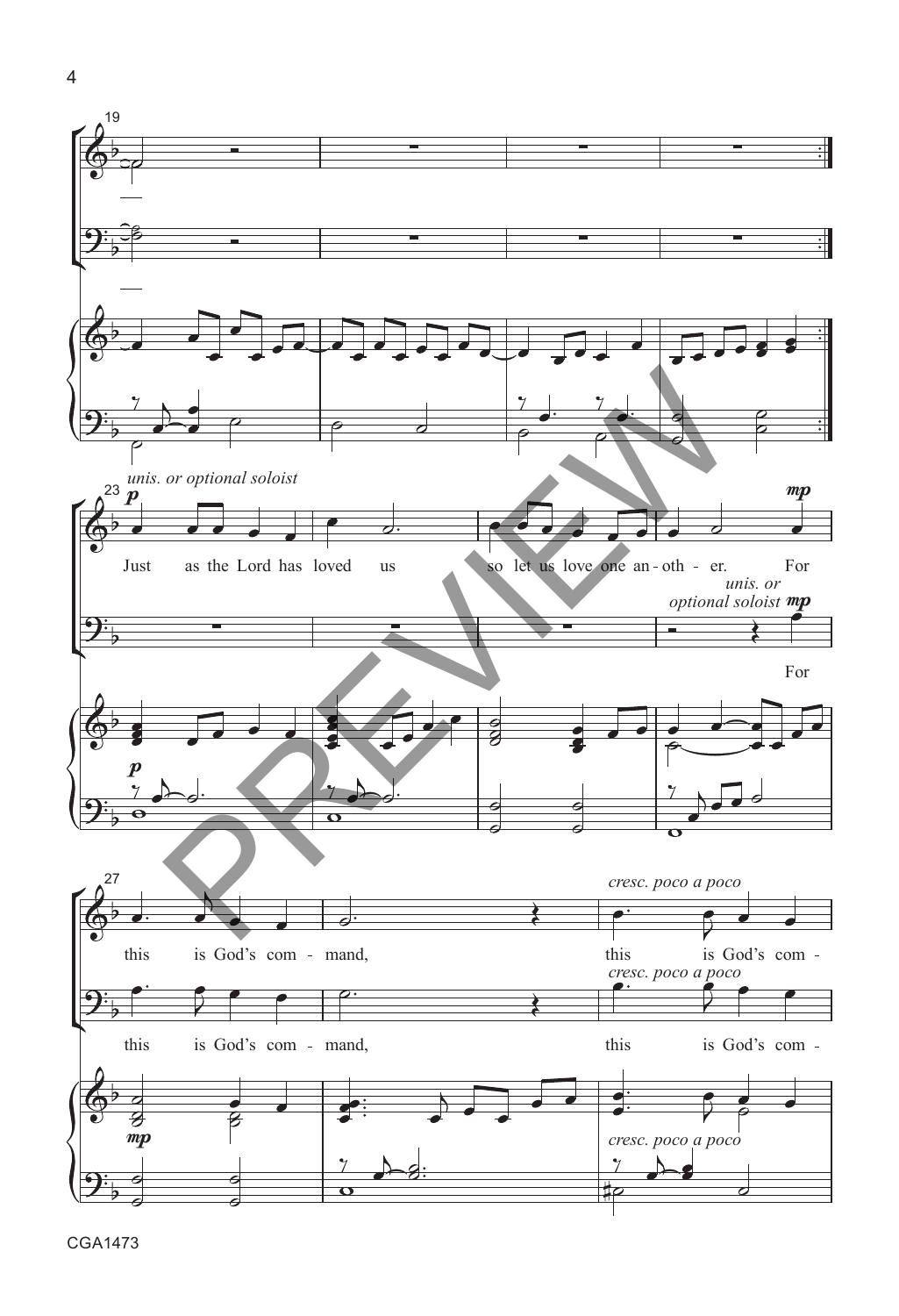*unis. or optional soloist*

**p**

Just as the Lord has loved us so let us love one an - oth - er.

**mp** For

*unis. or optional soloist* **mp**

For

this is God's com - mand, this is God's com -

*cresc. poco a poco*

this is God's com - mand, this is God's com -

*cresc. poco a poco*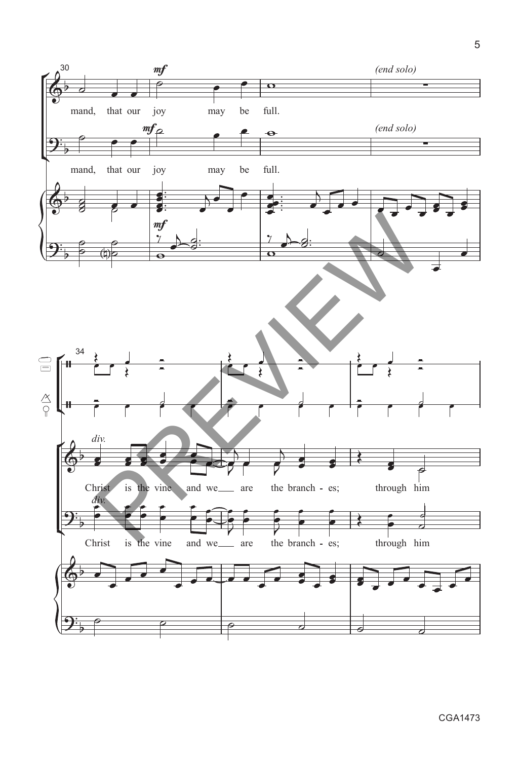30

*mf*

*(end solo)*

mand, that our joy may be full.

*mf*

*(end solo)*

mand, that our joy may be full.

*mf*

34

*div.*

Christ is the vine and we___ are the branch - es; through him

*div.*

Christ is the vine and we___ are the branch - es; through him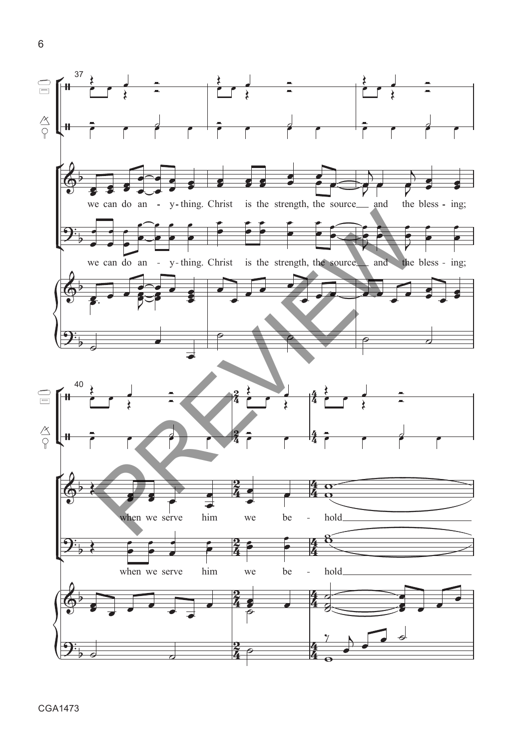we can do an - y-thing. Christ is the strength, the source and the bless - ing;

we can do an - y-thing. Christ is the strength, the source and the bless - ing;

when we serve him we be - hold

when we serve him we be - hold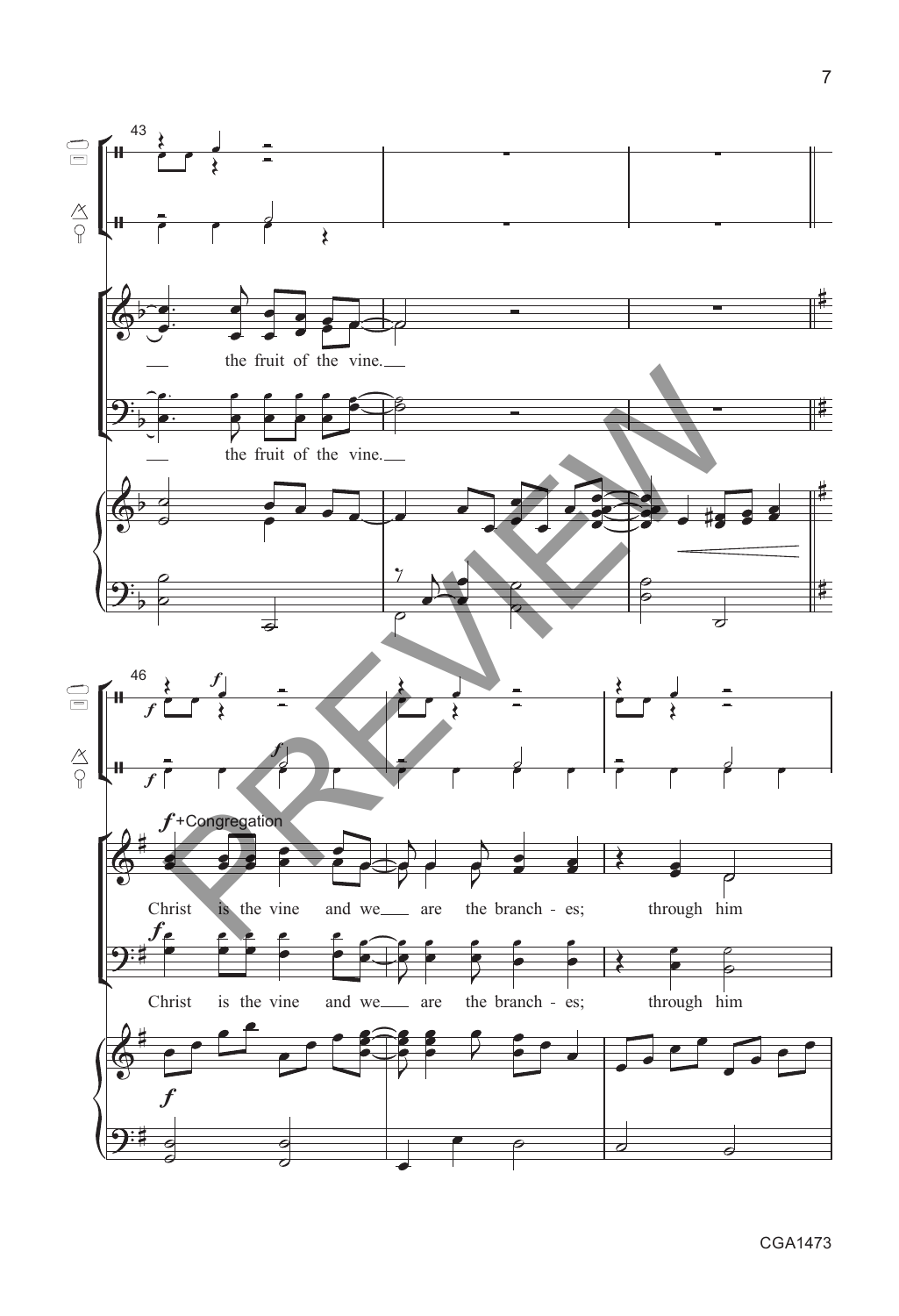43

the fruit of the vine.

the fruit of the vine.

46

*f* +Congregation

Christ is the vine and we are the branch - es; through him

Christ is the vine and we are the branch - es; through him

CGA1473